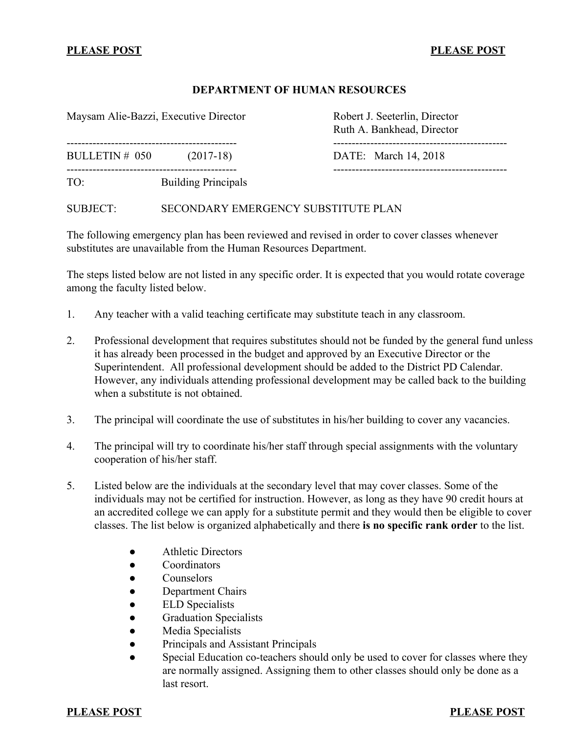**PLEASE POST** **PLEASE POST**

**DEPARTMENT OF HUMAN RESOURCES**

Maysam Alie-Bazzi, Executive Director

Robert J. Seeterlin, Director
Ruth A. Bankhead, Director

BULLETIN # 050 (2017-18)

DATE: March 14, 2018

TO: Building Principals

SUBJECT: SECONDARY EMERGENCY SUBSTITUTE PLAN

The following emergency plan has been reviewed and revised in order to cover classes whenever substitutes are unavailable from the Human Resources Department.

The steps listed below are not listed in any specific order. It is expected that you would rotate coverage among the faculty listed below.

1. Any teacher with a valid teaching certificate may substitute teach in any classroom.

2. Professional development that requires substitutes should not be funded by the general fund unless it has already been processed in the budget and approved by an Executive Director or the Superintendent. All professional development should be added to the District PD Calendar. However, any individuals attending professional development may be called back to the building when a substitute is not obtained.

3. The principal will coordinate the use of substitutes in his/her building to cover any vacancies.

4. The principal will try to coordinate his/her staff through special assignments with the voluntary cooperation of his/her staff.

5. Listed below are the individuals at the secondary level that may cover classes. Some of the individuals may not be certified for instruction. However, as long as they have 90 credit hours at an accredited college we can apply for a substitute permit and they would then be eligible to cover classes. The list below is organized alphabetically and there **is no specific rank order** to the list.

   - Athletic Directors
   - Coordinators
   - Counselors
   - Department Chairs
   - ELD Specialists
   - Graduation Specialists
   - Media Specialists
   - Principals and Assistant Principals
   - Special Education co-teachers should only be used to cover for classes where they are normally assigned. Assigning them to other classes should only be done as a last resort.

**PLEASE POST** **PLEASE POST**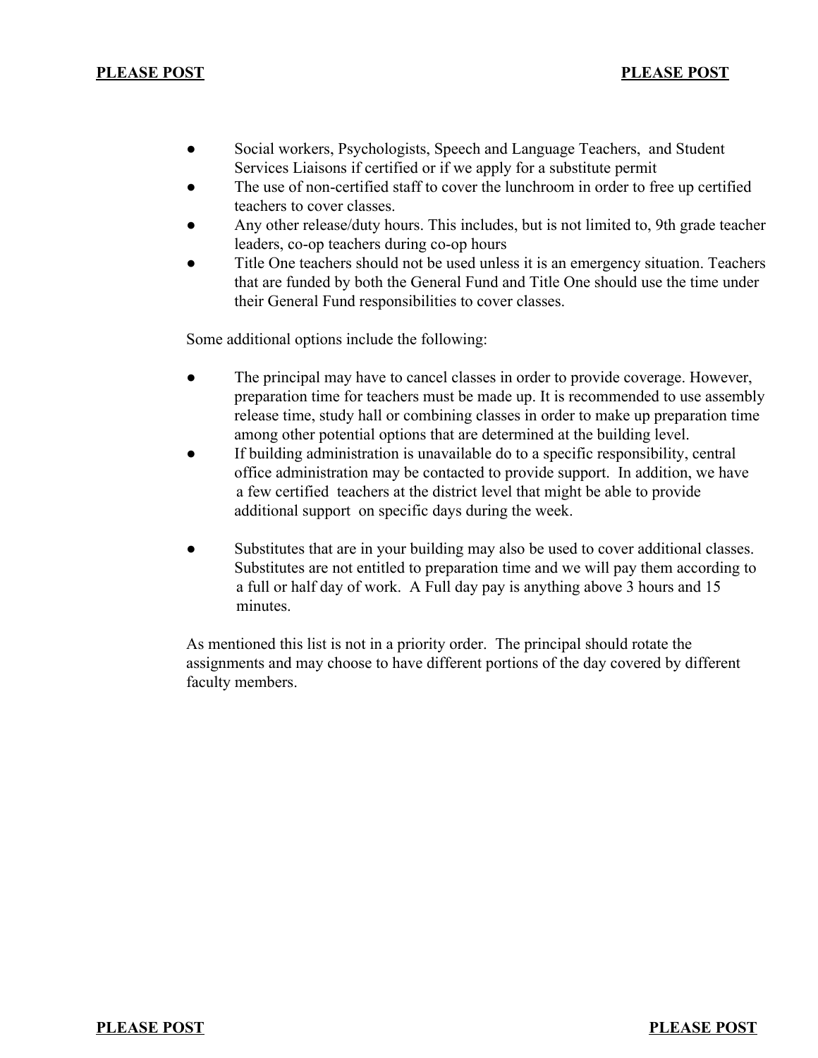- Social workers, Psychologists, Speech and Language Teachers, and Student Services Liaisons if certified or if we apply for a substitute permit
- The use of non-certified staff to cover the lunchroom in order to free up certified teachers to cover classes.
- Any other release/duty hours. This includes, but is not limited to, 9th grade teacher leaders, co-op teachers during co-op hours
- Title One teachers should not be used unless it is an emergency situation. Teachers that are funded by both the General Fund and Title One should use the time under their General Fund responsibilities to cover classes.

Some additional options include the following:

- The principal may have to cancel classes in order to provide coverage. However, preparation time for teachers must be made up. It is recommended to use assembly release time, study hall or combining classes in order to make up preparation time among other potential options that are determined at the building level.
- If building administration is unavailable do to a specific responsibility, central office administration may be contacted to provide support. In addition, we have a few certified teachers at the district level that might be able to provide additional support on specific days during the week.
- Substitutes that are in your building may also be used to cover additional classes. Substitutes are not entitled to preparation time and we will pay them according to a full or half day of work. A Full day pay is anything above 3 hours and 15 minutes.

As mentioned this list is not in a priority order. The principal should rotate the assignments and may choose to have different portions of the day covered by different faculty members.